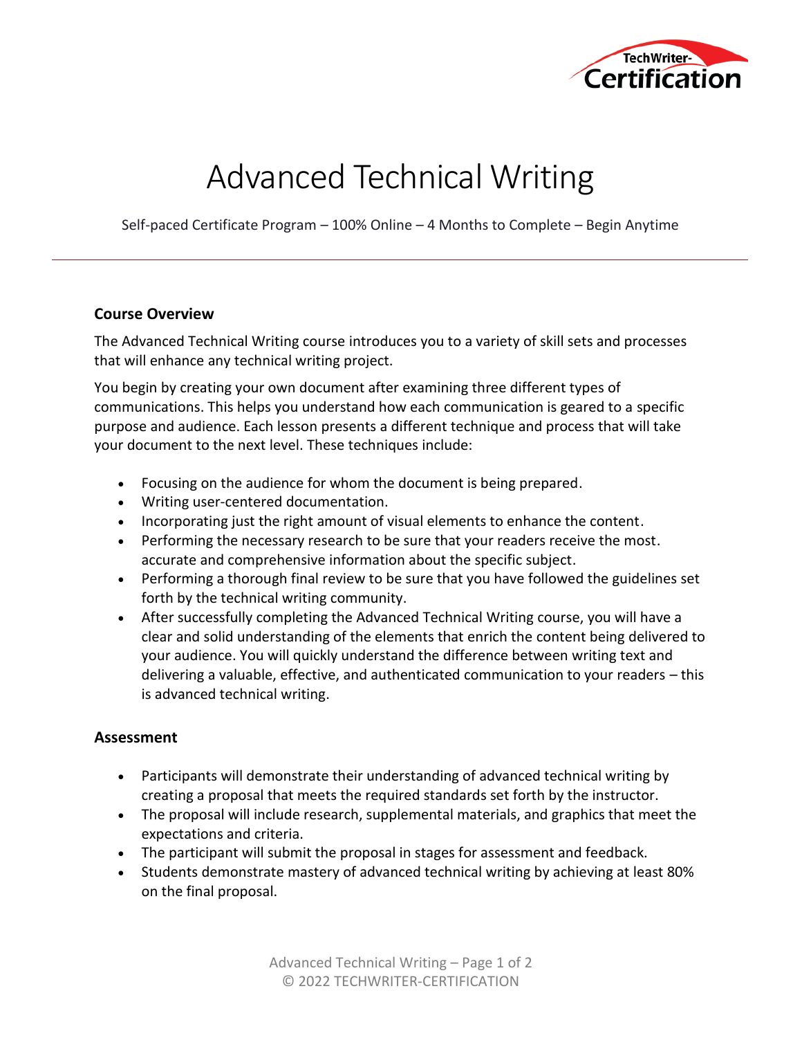# Advanced Technical Writing

Self-paced Certificate Program – 100% Online – 4 Months to Complete – Begin Anytime

---

## Course Overview

The Advanced Technical Writing course introduces you to a variety of skill sets and processes that will enhance any technical writing project.

You begin by creating your own document after examining three different types of communications. This helps you understand how each communication is geared to a specific purpose and audience. Each lesson presents a different technique and process that will take your document to the next level. These techniques include:

- Focusing on the audience for whom the document is being prepared.
- Writing user-centered documentation.
- Incorporating just the right amount of visual elements to enhance the content.
- Performing the necessary research to be sure that your readers receive the most. accurate and comprehensive information about the specific subject.
- Performing a thorough final review to be sure that you have followed the guidelines set forth by the technical writing community.
- After successfully completing the Advanced Technical Writing course, you will have a clear and solid understanding of the elements that enrich the content being delivered to your audience. You will quickly understand the difference between writing text and delivering a valuable, effective, and authenticated communication to your readers – this is advanced technical writing.

## Assessment

- Participants will demonstrate their understanding of advanced technical writing by creating a proposal that meets the required standards set forth by the instructor.
- The proposal will include research, supplemental materials, and graphics that meet the expectations and criteria.
- The participant will submit the proposal in stages for assessment and feedback.
- Students demonstrate mastery of advanced technical writing by achieving at least 80% on the final proposal.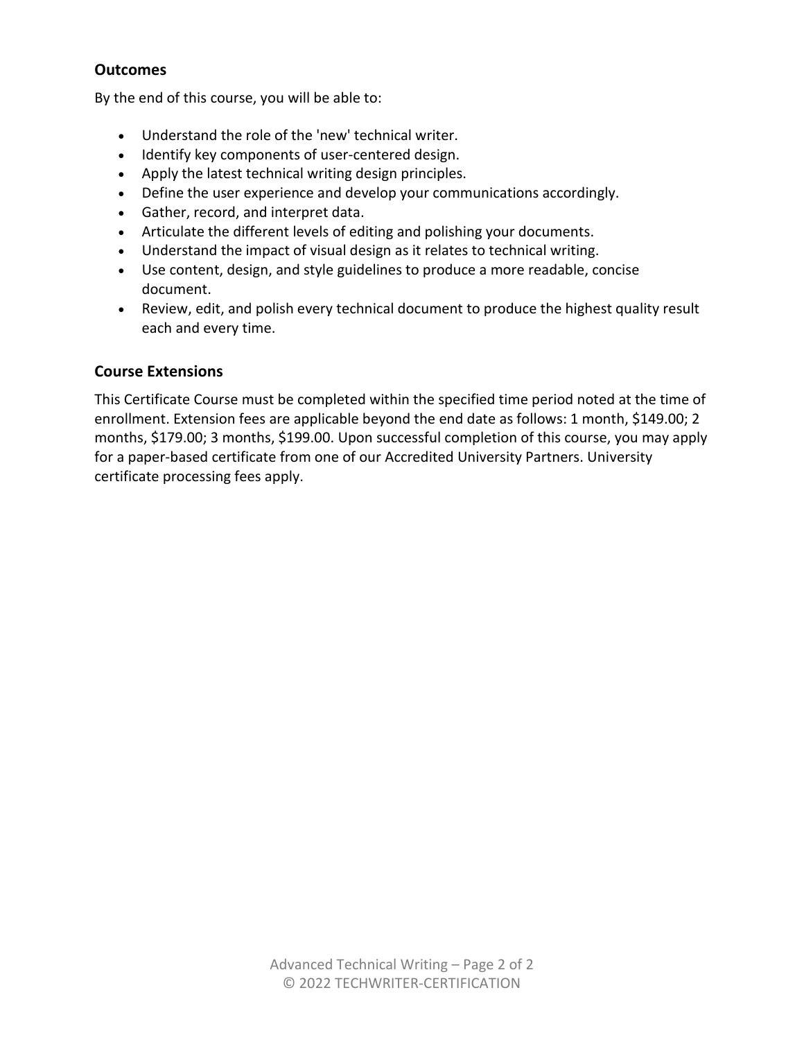## Outcomes

By the end of this course, you will be able to:

- Understand the role of the 'new' technical writer.
- Identify key components of user-centered design.
- Apply the latest technical writing design principles.
- Define the user experience and develop your communications accordingly.
- Gather, record, and interpret data.
- Articulate the different levels of editing and polishing your documents.
- Understand the impact of visual design as it relates to technical writing.
- Use content, design, and style guidelines to produce a more readable, concise document.
- Review, edit, and polish every technical document to produce the highest quality result each and every time.

## Course Extensions

This Certificate Course must be completed within the specified time period noted at the time of enrollment. Extension fees are applicable beyond the end date as follows: 1 month, $149.00; 2 months, $179.00; 3 months, $199.00. Upon successful completion of this course, you may apply for a paper-based certificate from one of our Accredited University Partners. University certificate processing fees apply.